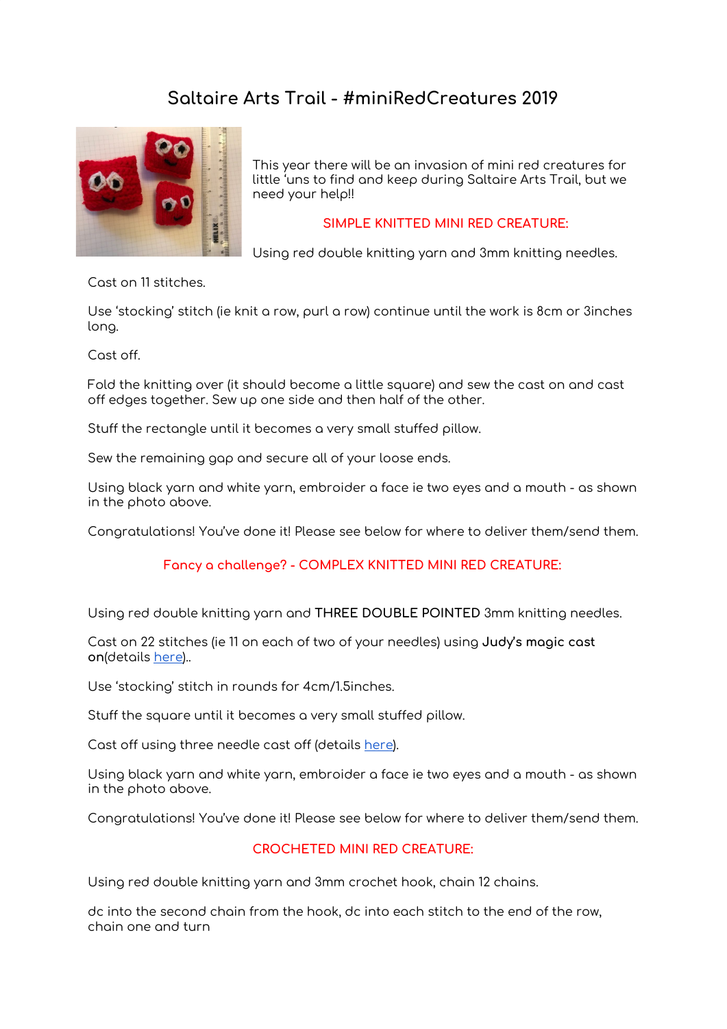# Saltaire Arts Trail - #miniRedCreatures 2019

This year there will be an invasion of mini red creatures for little 'uns to find and keep during Saltaire Arts Trail, but we need your help!!

## SIMPLE KNITTED MINI RED CREATURE:

Using red double knitting yarn and 3mm knitting needles.

Cast on 11 stitches.

Use 'stocking' stitch (ie knit a row, purl a row) continue until the work is 8cm or 3inches long.

Cast off.

Fold the knitting over (it should become a little square) and sew the cast on and cast off edges together. Sew up one side and then half of the other.

Stuff the rectangle until it becomes a very small stuffed pillow.

Sew the remaining gap and secure all of your loose ends.

Using black yarn and white yarn, embroider a face ie two eyes and a mouth - as shown in the photo above.

Congratulations! You've done it! Please see below for where to deliver them/send them.

## Fancy a challenge? - COMPLEX KNITTED MINI RED CREATURE:

Using red double knitting yarn and **THREE DOUBLE POINTED** 3mm knitting needles.

Cast on 22 stitches (ie 11 on each of two of your needles) using **Judy's magic cast on**(details [here](#))..

Use 'stocking' stitch in rounds for 4cm/1.5inches.

Stuff the square until it becomes a very small stuffed pillow.

Cast off using three needle cast off (details [here](#)).

Using black yarn and white yarn, embroider a face ie two eyes and a mouth - as shown in the photo above.

Congratulations! You've done it! Please see below for where to deliver them/send them.

## CROCHETED MINI RED CREATURE:

Using red double knitting yarn and 3mm crochet hook, chain 12 chains.

dc into the second chain from the hook, dc into each stitch to the end of the row, chain one and turn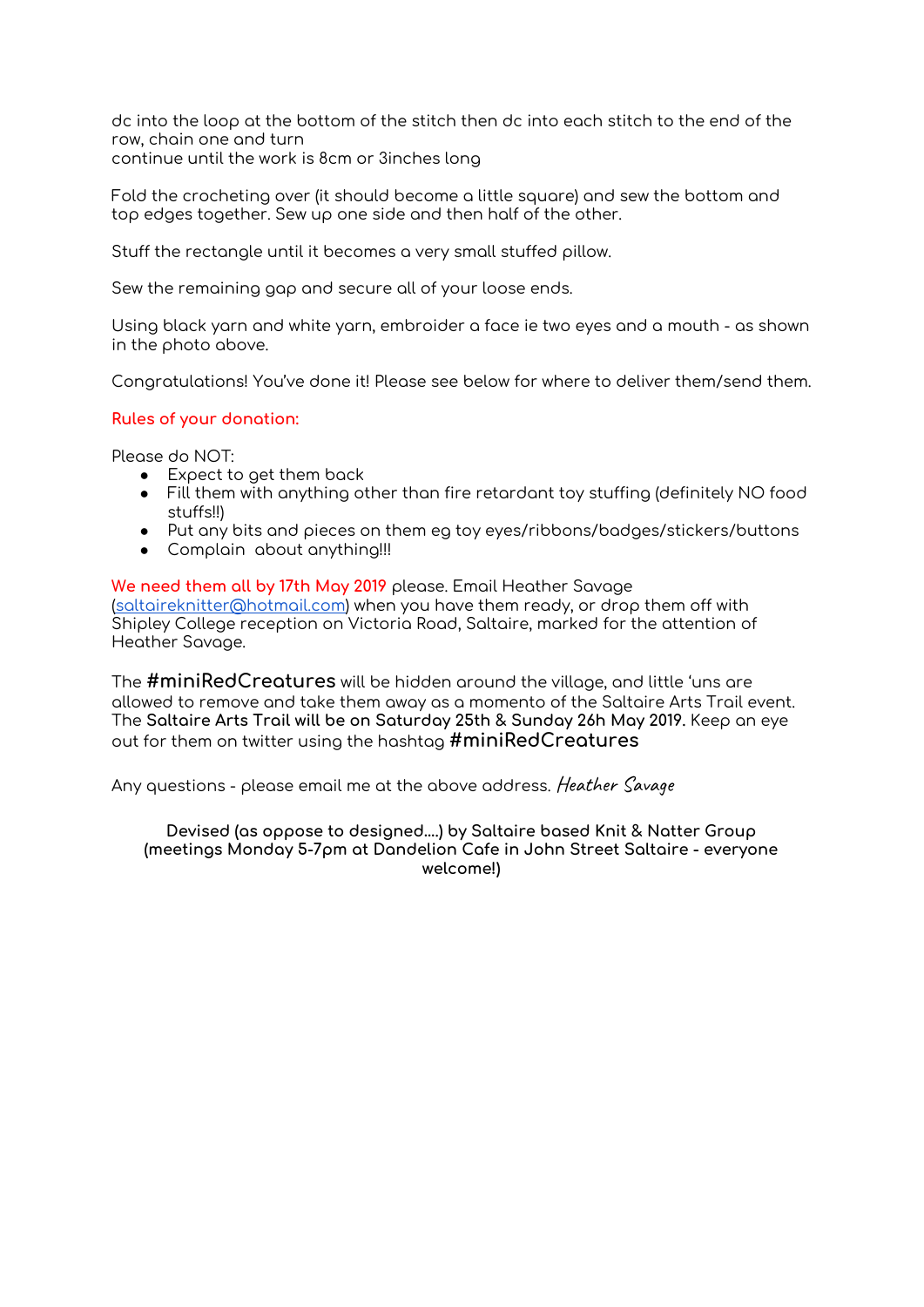dc into the loop at the bottom of the stitch then dc into each stitch to the end of the row, chain one and turn
continue until the work is 8cm or 3inches long

Fold the crocheting over (it should become a little square) and sew the bottom and top edges together. Sew up one side and then half of the other.

Stuff the rectangle until it becomes a very small stuffed pillow.

Sew the remaining gap and secure all of your loose ends.

Using black yarn and white yarn, embroider a face ie two eyes and a mouth - as shown in the photo above.

Congratulations! You've done it! Please see below for where to deliver them/send them.

Rules of your donation:

Please do NOT:

- Expect to get them back
- Fill them with anything other than fire retardant toy stuffing (definitely NO food stuffs!!)
- Put any bits and pieces on them eg toy eyes/ribbons/badges/stickers/buttons
- Complain about anything!!!

We need them all by 17th May 2019 please. Email Heather Savage (saltaireknitter@hotmail.com) when you have them ready, or drop them off with Shipley College reception on Victoria Road, Saltaire, marked for the attention of Heather Savage.

The **#miniRedCreatures** will be hidden around the village, and little 'uns are allowed to remove and take them away as a momento of the Saltaire Arts Trail event. The **Saltaire Arts Trail will be on Saturday 25th & Sunday 26h May 2019.** Keep an eye out for them on twitter using the hashtag **#miniRedCreatures**

Any questions - please email me at the above address. *Heather Savage*

**Devised (as oppose to designed....) by Saltaire based Knit & Natter Group (meetings Monday 5-7pm at Dandelion Cafe in John Street Saltaire - everyone welcome!)**